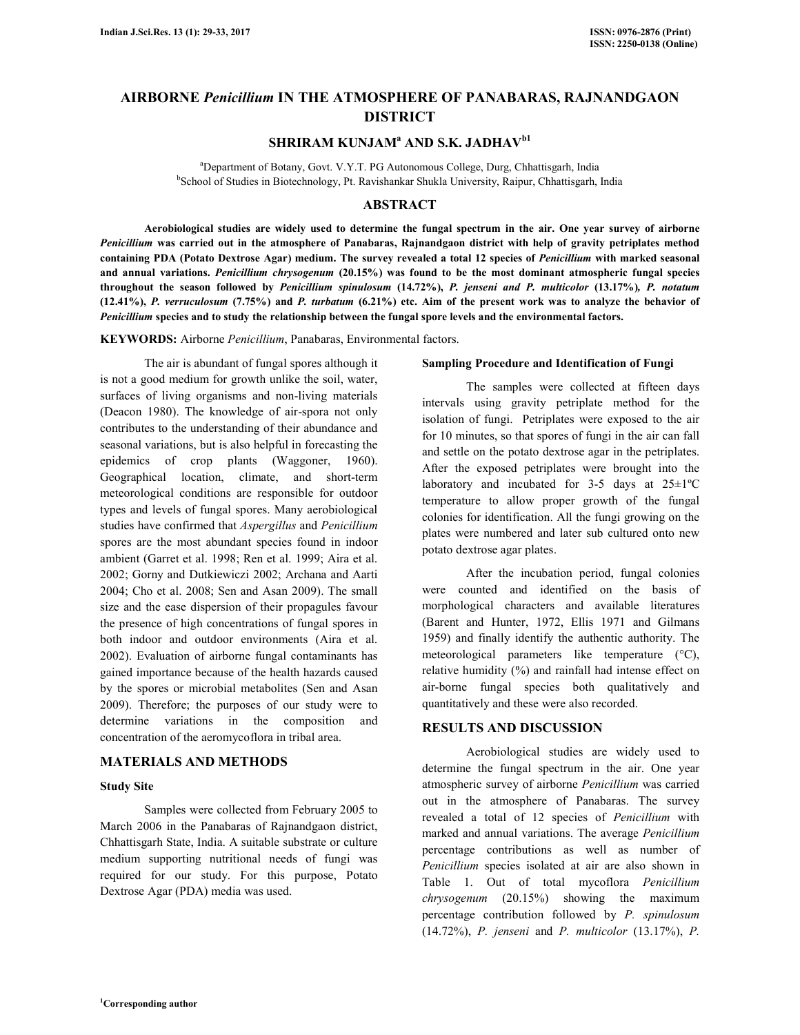# AIRBORNE *Penicillium* IN THE ATMOSPHERE OF PANABARAS, RAJNANDGAON DISTRICT

**SHRIRAM KUNJAM[a] AND S.K. JADHAV[b1]**

[a]Department of Botany, Govt. V.Y.T. PG Autonomous College, Durg, Chhattisgarh, India
[b]School of Studies in Biotechnology, Pt. Ravishankar Shukla University, Raipur, Chhattisgarh, India

## ABSTRACT

**Aerobiological studies are widely used to determine the fungal spectrum in the air. One year survey of airborne *Penicillium* was carried out in the atmosphere of Panabaras, Rajnandgaon district with help of gravity petriplates method containing PDA (Potato Dextrose Agar) medium. The survey revealed a total 12 species of *Penicillium* with marked seasonal and annual variations. *Penicillium chrysogenum* (20.15%) was found to be the most dominant atmospheric fungal species throughout the season followed by *Penicillium spinulosum* (14.72%), *P. jenseni and P. multicolor* (13.17%), *P. notatum* (12.41%), *P. verruculosum* (7.75%) and *P. turbatum* (6.21%) etc. Aim of the present work was to analyze the behavior of *Penicillium* species and to study the relationship between the fungal spore levels and the environmental factors.**

**KEYWORDS:** Airborne *Penicillium*, Panabaras, Environmental factors.

The air is abundant of fungal spores although it is not a good medium for growth unlike the soil, water, surfaces of living organisms and non-living materials (Deacon 1980). The knowledge of air-spora not only contributes to the understanding of their abundance and seasonal variations, but is also helpful in forecasting the epidemics of crop plants (Waggoner, 1960). Geographical location, climate, and short-term meteorological conditions are responsible for outdoor types and levels of fungal spores. Many aerobiological studies have confirmed that *Aspergillus* and *Penicillium* spores are the most abundant species found in indoor ambient (Garret et al. 1998; Ren et al. 1999; Aira et al. 2002; Gorny and Dutkiewiczi 2002; Archana and Aarti 2004; Cho et al. 2008; Sen and Asan 2009). The small size and the ease dispersion of their propagules favour the presence of high concentrations of fungal spores in both indoor and outdoor environments (Aira et al. 2002). Evaluation of airborne fungal contaminants has gained importance because of the health hazards caused by the spores or microbial metabolites (Sen and Asan 2009). Therefore; the purposes of our study were to determine variations in the composition and concentration of the aeromycoflora in tribal area.

## MATERIALS AND METHODS

### Study Site

Samples were collected from February 2005 to March 2006 in the Panabaras of Rajnandgaon district, Chhattisgarh State, India. A suitable substrate or culture medium supporting nutritional needs of fungi was required for our study. For this purpose, Potato Dextrose Agar (PDA) media was used.

### Sampling Procedure and Identification of Fungi

The samples were collected at fifteen days intervals using gravity petriplate method for the isolation of fungi. Petriplates were exposed to the air for 10 minutes, so that spores of fungi in the air can fall and settle on the potato dextrose agar in the petriplates. After the exposed petriplates were brought into the laboratory and incubated for 3-5 days at 25±1ºC temperature to allow proper growth of the fungal colonies for identification. All the fungi growing on the plates were numbered and later sub cultured onto new potato dextrose agar plates.

After the incubation period, fungal colonies were counted and identified on the basis of morphological characters and available literatures (Barent and Hunter, 1972, Ellis 1971 and Gilmans 1959) and finally identify the authentic authority. The meteorological parameters like temperature (°C), relative humidity (%) and rainfall had intense effect on air-borne fungal species both qualitatively and quantitatively and these were also recorded.

## RESULTS AND DISCUSSION

Aerobiological studies are widely used to determine the fungal spectrum in the air. One year atmospheric survey of airborne *Penicillium* was carried out in the atmosphere of Panabaras. The survey revealed a total of 12 species of *Penicillium* with marked and annual variations. The average *Penicillium* percentage contributions as well as number of *Penicillium* species isolated at air are also shown in Table 1. Out of total mycoflora *Penicillium chrysogenum* (20.15%) showing the maximum percentage contribution followed by *P. spinulosum* (14.72%), *P. jenseni* and *P. multicolor* (13.17%), *P.*

[1]Corresponding author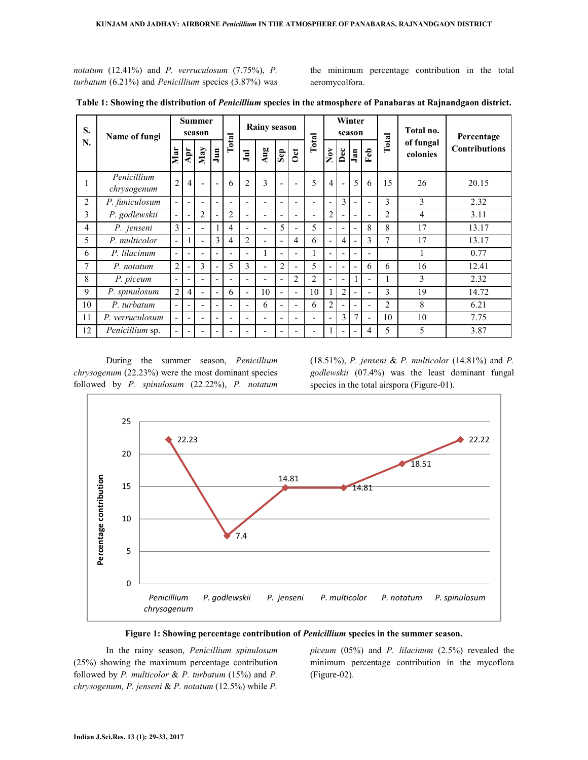*notatum* (12.41%) and *P. verruculosum* (7.75%), *P. turbatum* (6.21%) and *Penicillium* species (3.87%) was the minimum percentage contribution in the total aeromycolfora.

**Table 1: Showing the distribution of *Penicillium* species in the atmosphere of Panabaras at Rajnandgaon district.**

| S. N. | Name of fungi | Summer season | | | | Total | Rainy season | | | | Total | Winter season | | | | Total | Total no. of fungal colonies | Percentage Contributions |
|---|---|---|---|---|---|---|---|---|---|---|---|---|---|---|---|---|---|---|
| | | Mar | Apr | May | Jun | | Jul | Aug | Sep | Oct | | Nov | Dec | Jan | Feb | | | |
| 1 | *Penicillium chrysogenum* | 2 | 4 | - | - | 6 | 2 | 3 | - | - | 5 | 4 | - | 5 | 6 | 15 | 26 | 20.15 |
| 2 | *P. funiculosum* | - | - | - | - | - | - | - | - | - | - | - | 3 | - | - | 3 | 3 | 2.32 |
| 3 | *P. godlewskii* | - | - | 2 | - | 2 | - | - | - | - | - | 2 | - | - | - | 2 | 4 | 3.11 |
| 4 | *P. jenseni* | 3 | - | - | 1 | 4 | - | - | 5 | - | 5 | - | - | - | 8 | 8 | 17 | 13.17 |
| 5 | *P. multicolor* | - | 1 | - | 3 | 4 | 2 | - | - | 4 | 6 | - | 4 | - | 3 | 7 | 17 | 13.17 |
| 6 | *P. lilacinum* | - | - | - | - | - | - | 1 | - | - | 1 | - | - | - | - | | 1 | 0.77 |
| 7 | *P. notatum* | 2 | - | 3 | - | 5 | 3 | - | 2 | - | 5 | - | - | - | 6 | 6 | 16 | 12.41 |
| 8 | *P. piceum* | - | - | - | - | - | - | - | - | 2 | 2 | - | - | 1 | - | 1 | 3 | 2.32 |
| 9 | *P. spinulosum* | 2 | 4 | - | - | 6 | - | 10 | - | - | 10 | 1 | 2 | - | - | 3 | 19 | 14.72 |
| 10 | *P. turbatum* | - | - | - | - | - | - | 6 | - | - | 6 | 2 | - | - | - | 2 | 8 | 6.21 |
| 11 | *P. verruculosum* | - | - | - | - | - | - | - | - | - | - | - | 3 | 7 | - | 10 | 10 | 7.75 |
| 12 | *Penicillium* sp. | - | - | - | - | - | - | - | - | - | - | 1 | - | - | 4 | 5 | 5 | 3.87 |

During the summer season, *Penicillium chrysogenum* (22.23%) were the most dominant species followed by *P. spinulosum* (22.22%), *P. notatum* (18.51%), *P. jenseni* & *P. multicolor* (14.81%) and *P. godlewskii* (07.4%) was the least dominant fungal species in the total airspora (Figure-01).

**Figure 1: Showing percentage contribution of *Penicillium* species in the summer season.**

In the rainy season, *Penicillium spinulosum* (25%) showing the maximum percentage contribution followed by *P. multicolor* & *P. turbatum* (15%) and *P. chrysogenum, P. jenseni* & *P. notatum* (12.5%) while *P. piceum* (05%) and *P. lilacinum* (2.5%) revealed the minimum percentage contribution in the mycoflora (Figure-02).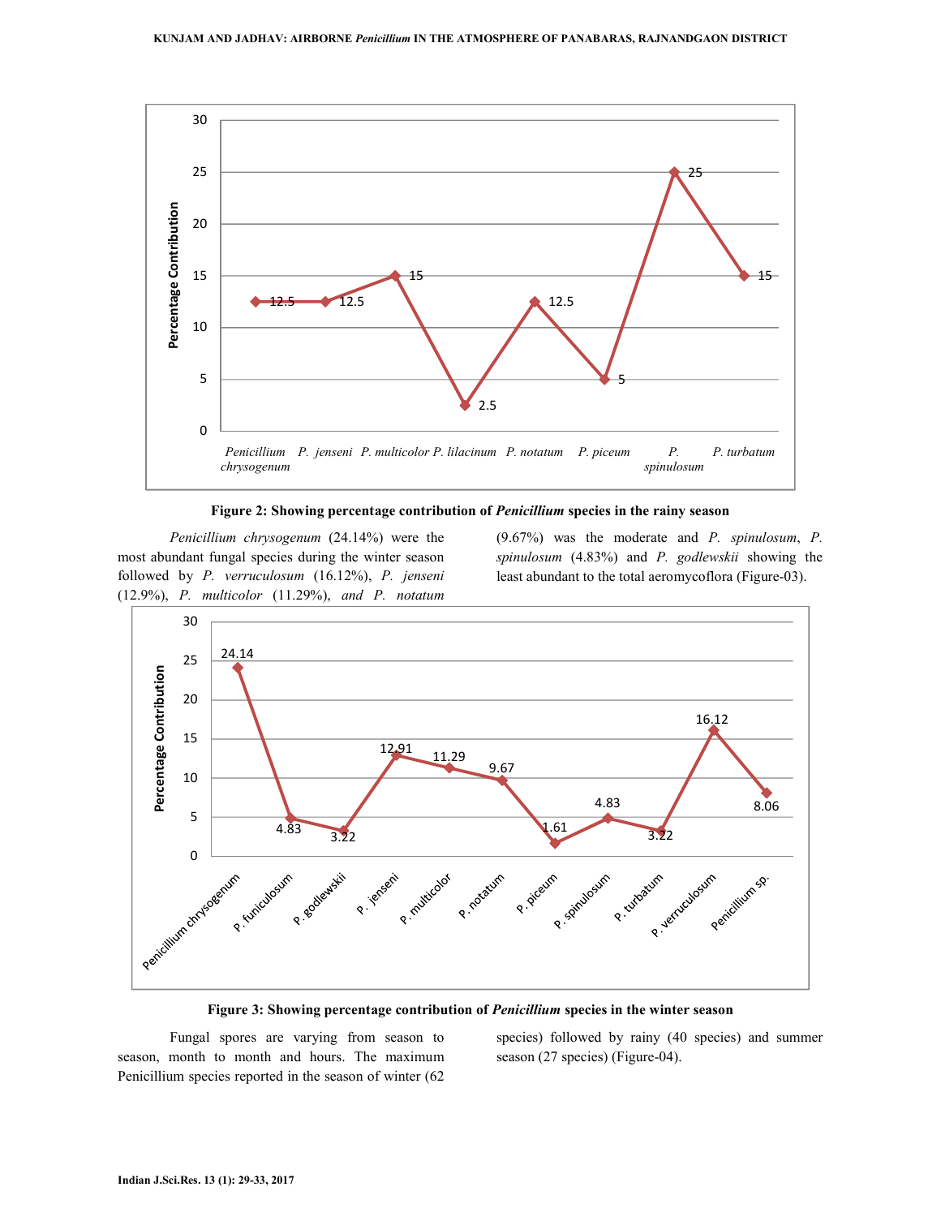Figure 2: Showing percentage contribution of *Penicillium* species in the rainy season

*Penicillium chrysogenum* (24.14%) were the most abundant fungal species during the winter season followed by *P. verruculosum* (16.12%), *P. jenseni* (12.9%), *P. multicolor* (11.29%), *and P. notatum* (9.67%) was the moderate and *P. spinulosum*, *P. spinulosum* (4.83%) and *P. godlewskii* showing the least abundant to the total aeromycoflora (Figure-03).

Figure 3: Showing percentage contribution of *Penicillium* species in the winter season

Fungal spores are varying from season to season, month to month and hours. The maximum Penicillium species reported in the season of winter (62 species) followed by rainy (40 species) and summer season (27 species) (Figure-04).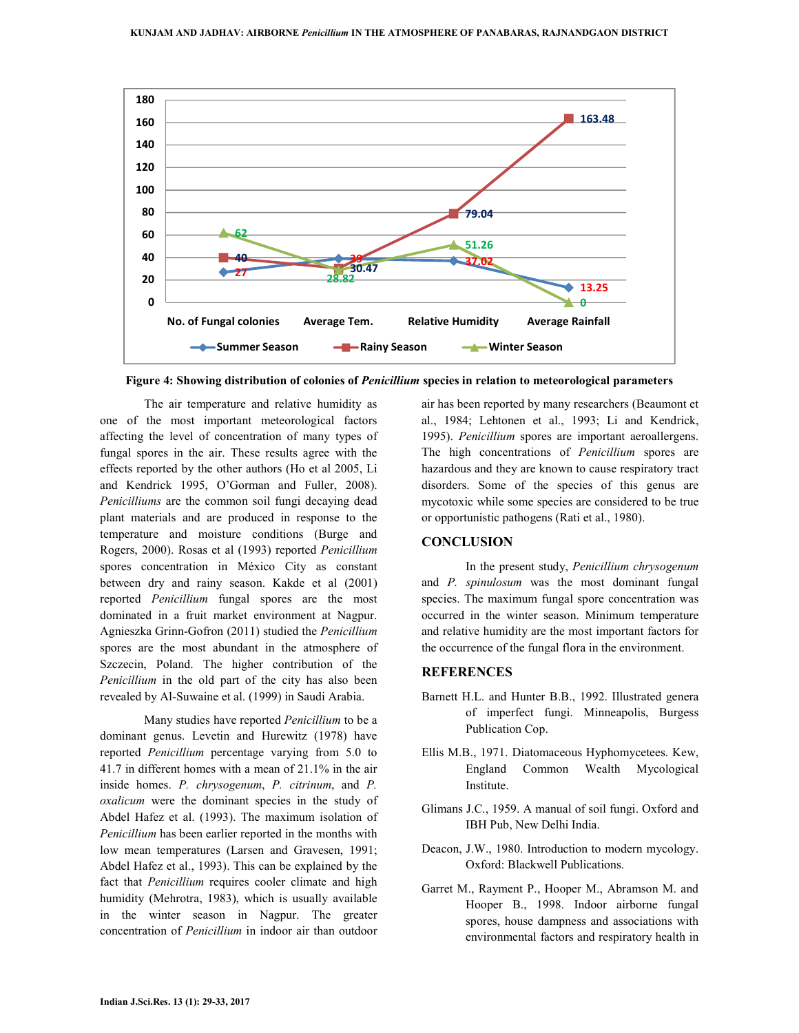**Figure 4: Showing distribution of colonies of *Penicillium* species in relation to meteorological parameters**

The air temperature and relative humidity as one of the most important meteorological factors affecting the level of concentration of many types of fungal spores in the air. These results agree with the effects reported by the other authors (Ho et al 2005, Li and Kendrick 1995, O'Gorman and Fuller, 2008). *Penicilliums* are the common soil fungi decaying dead plant materials and are produced in response to the temperature and moisture conditions (Burge and Rogers, 2000). Rosas et al (1993) reported *Penicillium* spores concentration in México City as constant between dry and rainy season. Kakde et al (2001) reported *Penicillium* fungal spores are the most dominated in a fruit market environment at Nagpur. Agnieszka Grinn-Gofron (2011) studied the *Penicillium* spores are the most abundant in the atmosphere of Szczecin, Poland. The higher contribution of the *Penicillium* in the old part of the city has also been revealed by Al-Suwaine et al. (1999) in Saudi Arabia.

Many studies have reported *Penicillium* to be a dominant genus. Levetin and Hurewitz (1978) have reported *Penicillium* percentage varying from 5.0 to 41.7 in different homes with a mean of 21.1% in the air inside homes. *P. chrysogenum*, *P. citrinum*, and *P. oxalicum* were the dominant species in the study of Abdel Hafez et al. (1993). The maximum isolation of *Penicillium* has been earlier reported in the months with low mean temperatures (Larsen and Gravesen, 1991; Abdel Hafez et al., 1993). This can be explained by the fact that *Penicillium* requires cooler climate and high humidity (Mehrotra, 1983), which is usually available in the winter season in Nagpur. The greater concentration of *Penicillium* in indoor air than outdoor air has been reported by many researchers (Beaumont et al., 1984; Lehtonen et al., 1993; Li and Kendrick, 1995). *Penicillium* spores are important aeroallergens. The high concentrations of *Penicillium* spores are hazardous and they are known to cause respiratory tract disorders. Some of the species of this genus are mycotoxic while some species are considered to be true or opportunistic pathogens (Rati et al., 1980).

## CONCLUSION

In the present study, *Penicillium chrysogenum* and *P. spinulosum* was the most dominant fungal species. The maximum fungal spore concentration was occurred in the winter season. Minimum temperature and relative humidity are the most important factors for the occurrence of the fungal flora in the environment.

## REFERENCES

Barnett H.L. and Hunter B.B., 1992. Illustrated genera of imperfect fungi. Minneapolis, Burgess Publication Cop.

Ellis M.B., 1971. Diatomaceous Hyphomycetees. Kew, England Common Wealth Mycological Institute.

Glimans J.C., 1959. A manual of soil fungi. Oxford and IBH Pub, New Delhi India.

Deacon, J.W., 1980. Introduction to modern mycology. Oxford: Blackwell Publications.

Garret M., Rayment P., Hooper M., Abramson M. and Hooper B., 1998. Indoor airborne fungal spores, house dampness and associations with environmental factors and respiratory health in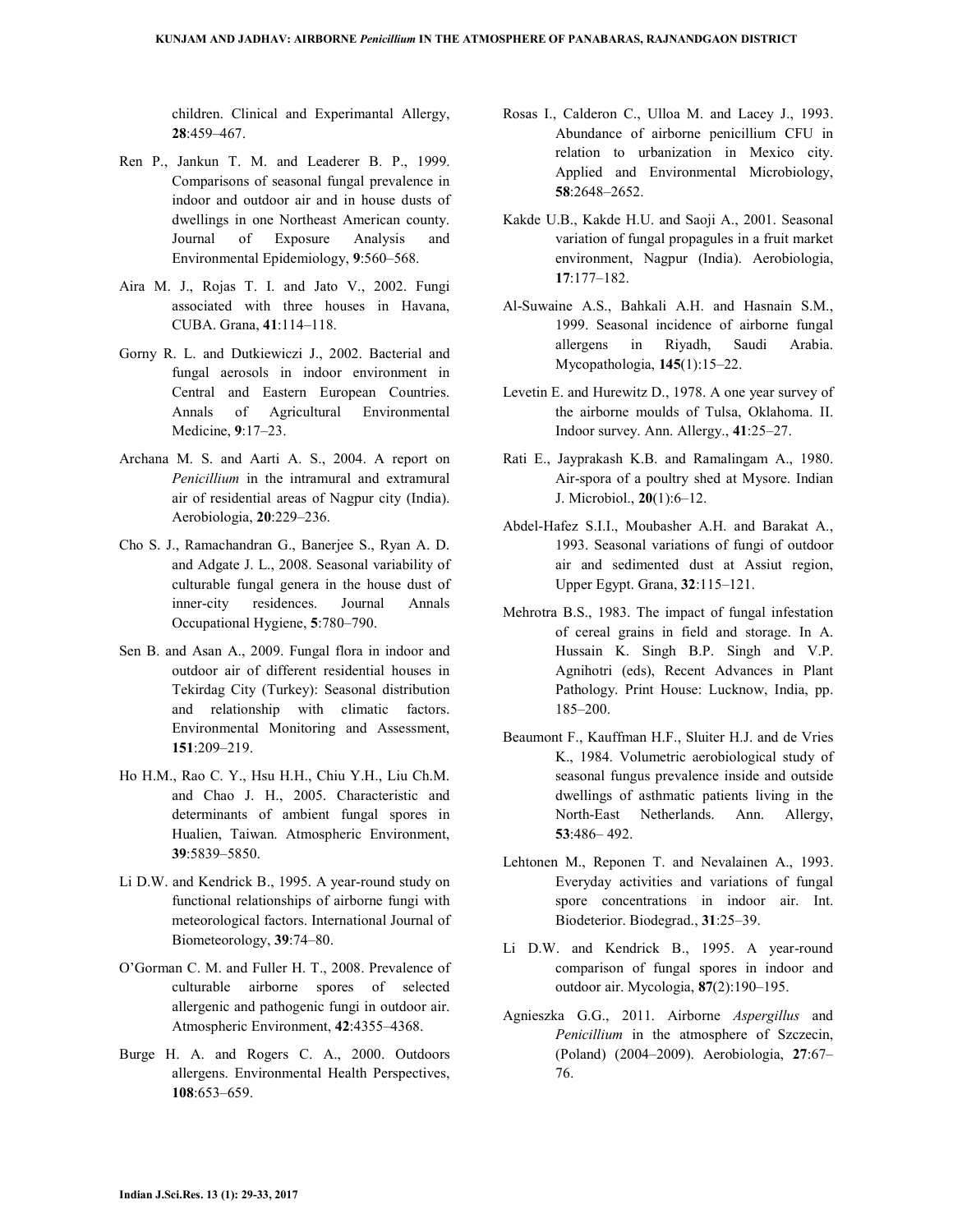children. Clinical and Experimantal Allergy, **28**:459–467.

Ren P., Jankun T. M. and Leaderer B. P., 1999. Comparisons of seasonal fungal prevalence in indoor and outdoor air and in house dusts of dwellings in one Northeast American county. Journal of Exposure Analysis and Environmental Epidemiology, **9**:560–568.

Aira M. J., Rojas T. I. and Jato V., 2002. Fungi associated with three houses in Havana, CUBA. Grana, **41**:114–118.

Gorny R. L. and Dutkiewiczi J., 2002. Bacterial and fungal aerosols in indoor environment in Central and Eastern European Countries. Annals of Agricultural Environmental Medicine, **9**:17–23.

Archana M. S. and Aarti A. S., 2004. A report on *Penicillium* in the intramural and extramural air of residential areas of Nagpur city (India). Aerobiologia, **20**:229–236.

Cho S. J., Ramachandran G., Banerjee S., Ryan A. D. and Adgate J. L., 2008. Seasonal variability of culturable fungal genera in the house dust of inner-city residences. Journal Annals Occupational Hygiene, **5**:780–790.

Sen B. and Asan A., 2009. Fungal flora in indoor and outdoor air of different residential houses in Tekirdag City (Turkey): Seasonal distribution and relationship with climatic factors. Environmental Monitoring and Assessment, **151**:209–219.

Ho H.M., Rao C. Y., Hsu H.H., Chiu Y.H., Liu Ch.M. and Chao J. H., 2005. Characteristic and determinants of ambient fungal spores in Hualien, Taiwan. Atmospheric Environment, **39**:5839–5850.

Li D.W. and Kendrick B., 1995. A year-round study on functional relationships of airborne fungi with meteorological factors. International Journal of Biometeorology, **39**:74–80.

O'Gorman C. M. and Fuller H. T., 2008. Prevalence of culturable airborne spores of selected allergenic and pathogenic fungi in outdoor air. Atmospheric Environment, **42**:4355–4368.

Burge H. A. and Rogers C. A., 2000. Outdoors allergens. Environmental Health Perspectives, **108**:653–659.

Rosas I., Calderon C., Ulloa M. and Lacey J., 1993. Abundance of airborne penicillium CFU in relation to urbanization in Mexico city. Applied and Environmental Microbiology, **58**:2648–2652.

Kakde U.B., Kakde H.U. and Saoji A., 2001. Seasonal variation of fungal propagules in a fruit market environment, Nagpur (India). Aerobiologia, **17**:177–182.

Al-Suwaine A.S., Bahkali A.H. and Hasnain S.M., 1999. Seasonal incidence of airborne fungal allergens in Riyadh, Saudi Arabia. Mycopathologia, **145**(1):15–22.

Levetin E. and Hurewitz D., 1978. A one year survey of the airborne moulds of Tulsa, Oklahoma. II. Indoor survey. Ann. Allergy., **41**:25–27.

Rati E., Jayprakash K.B. and Ramalingam A., 1980. Air-spora of a poultry shed at Mysore. Indian J. Microbiol., **20**(1):6–12.

Abdel-Hafez S.I.I., Moubasher A.H. and Barakat A., 1993. Seasonal variations of fungi of outdoor air and sedimented dust at Assiut region, Upper Egypt. Grana, **32**:115–121.

Mehrotra B.S., 1983. The impact of fungal infestation of cereal grains in field and storage. In A. Hussain K. Singh B.P. Singh and V.P. Agnihotri (eds), Recent Advances in Plant Pathology. Print House: Lucknow, India, pp. 185–200.

Beaumont F., Kauffman H.F., Sluiter H.J. and de Vries K., 1984. Volumetric aerobiological study of seasonal fungus prevalence inside and outside dwellings of asthmatic patients living in the North-East Netherlands. Ann. Allergy, **53**:486– 492.

Lehtonen M., Reponen T. and Nevalainen A., 1993. Everyday activities and variations of fungal spore concentrations in indoor air. Int. Biodeterior. Biodegrad., **31**:25–39.

Li D.W. and Kendrick B., 1995. A year-round comparison of fungal spores in indoor and outdoor air. Mycologia, **87**(2):190–195.

Agnieszka G.G., 2011. Airborne *Aspergillus* and *Penicillium* in the atmosphere of Szczecin, (Poland) (2004–2009). Aerobiologia, **27**:67–76.